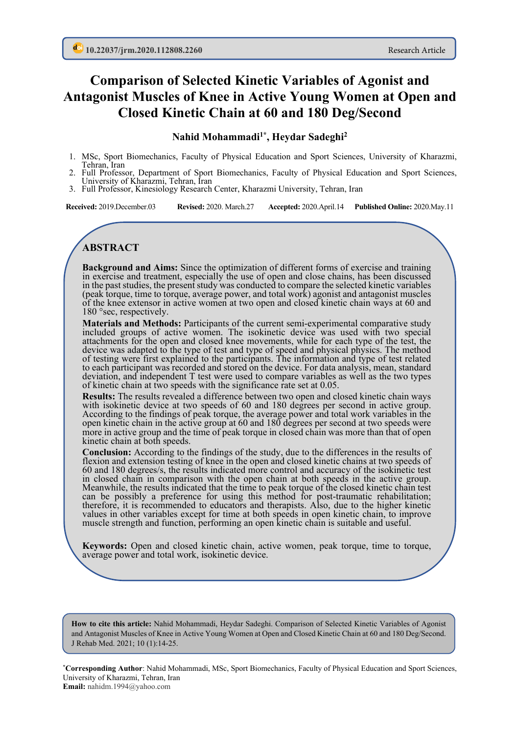10.22037/jrm.2020.112808.2260 Research Article

# Comparison of Selected Kinetic Variables of Agonist and Antagonist Muscles of Knee in Active Young Women at Open and Closed Kinetic Chain at 60 and 180 Deg/Second

**Nahid Mohammadi[1*], Heydar Sadeghi[2]**

1. MSc, Sport Biomechanics, Faculty of Physical Education and Sport Sciences, University of Kharazmi, Tehran, Iran
2. Full Professor, Department of Sport Biomechanics, Faculty of Physical Education and Sport Sciences, University of Kharazmi, Tehran, Iran
3. Full Professor, Kinesiology Research Center, Kharazmi University, Tehran, Iran

**Received:** 2019.December.03 **Revised:** 2020. March.27 **Accepted:** 2020.April.14 **Published Online:** 2020.May.11

## ABSTRACT

**Background and Aims:** Since the optimization of different forms of exercise and training in exercise and treatment, especially the use of open and close chains, has been discussed in the past studies, the present study was conducted to compare the selected kinetic variables (peak torque, time to torque, average power, and total work) agonist and antagonist muscles of the knee extensor in active women at two open and closed kinetic chain ways at 60 and 180 °sec, respectively.

**Materials and Methods:** Participants of the current semi-experimental comparative study included groups of active women. The isokinetic device was used with two special attachments for the open and closed knee movements, while for each type of the test, the device was adapted to the type of test and type of speed and physical physics. The method of testing were first explained to the participants. The information and type of test related to each participant was recorded and stored on the device. For data analysis, mean, standard deviation, and independent T test were used to compare variables as well as the two types of kinetic chain at two speeds with the significance rate set at 0.05.

**Results:** The results revealed a difference between two open and closed kinetic chain ways with isokinetic device at two speeds of 60 and 180 degrees per second in active group. According to the findings of peak torque, the average power and total work variables in the open kinetic chain in the active group at 60 and 180 degrees per second at two speeds were more in active group and the time of peak torque in closed chain was more than that of open kinetic chain at both speeds.

**Conclusion:** According to the findings of the study, due to the differences in the results of flexion and extension testing of knee in the open and closed kinetic chains at two speeds of 60 and 180 degrees/s, the results indicated more control and accuracy of the isokinetic test in closed chain in comparison with the open chain at both speeds in the active group. Meanwhile, the results indicated that the time to peak torque of the closed kinetic chain test can be possibly a preference for using this method for post-traumatic rehabilitation; therefore, it is recommended to educators and therapists. Also, due to the higher kinetic values in other variables except for time at both speeds in open kinetic chain, to improve muscle strength and function, performing an open kinetic chain is suitable and useful.

**Keywords:** Open and closed kinetic chain, active women, peak torque, time to torque, average power and total work, isokinetic device.

**How to cite this article:** Nahid Mohammadi, Heydar Sadeghi. Comparison of Selected Kinetic Variables of Agonist and Antagonist Muscles of Knee in Active Young Women at Open and Closed Kinetic Chain at 60 and 180 Deg/Second. J Rehab Med. 2021; 10 (1):14-25.

**[*]Corresponding Author**: Nahid Mohammadi, MSc, Sport Biomechanics, Faculty of Physical Education and Sport Sciences, University of Kharazmi, Tehran, Iran
**Email:** nahidm.1994@yahoo.com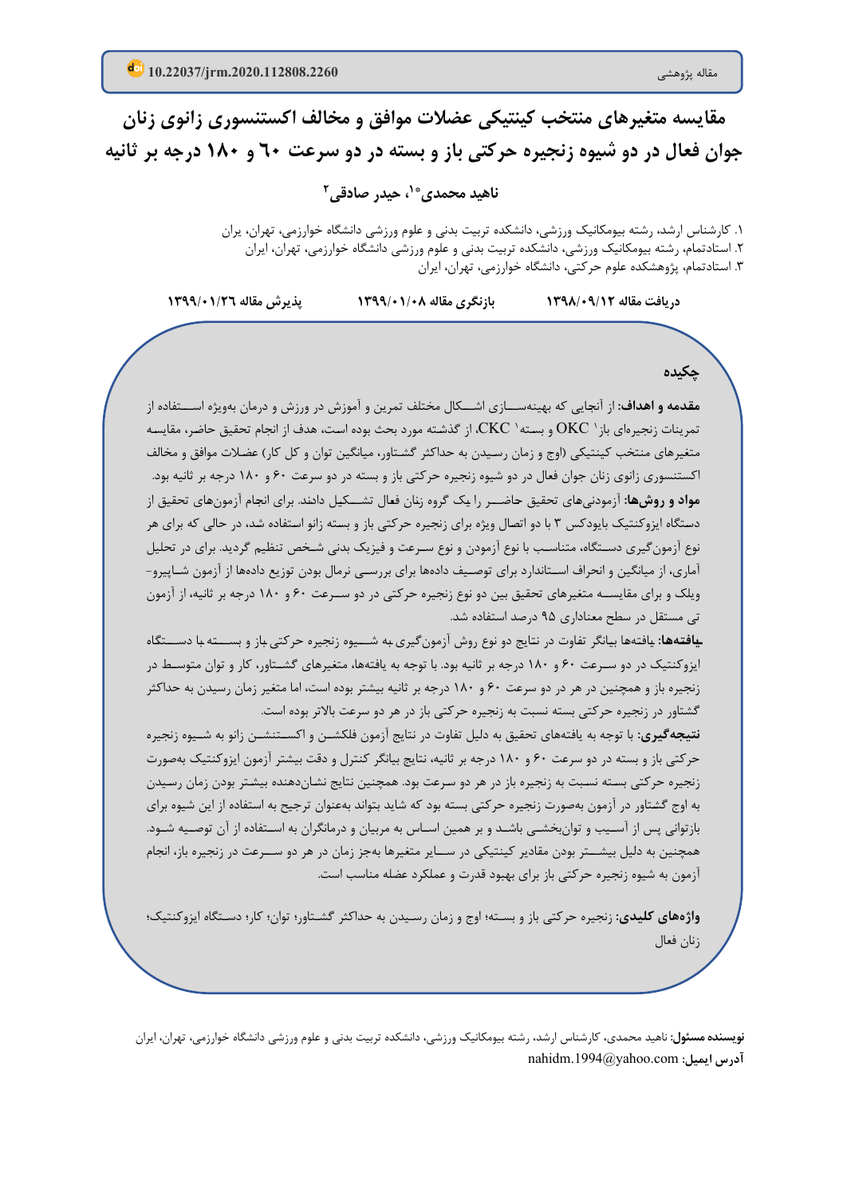10.22037/jrm.2020.112808.2260

مقاله پژوهشی

# مقایسه متغیرهای منتخب کینتیکی عضلات موافق و مخالف اکستنسوری زانوی زنان جوان فعال در دو شیوه زنجیره حرکتی باز و بسته در دو سرعت ۶۰ و ۱۸۰ درجه بر ثانیه

**ناهید محمدی\*[۱]، حیدر صادقی[۲]**

۱. کارشناس ارشد، رشته بیومکانیک ورزشی، دانشکده تربیت بدنی و علوم ورزشی دانشگاه خوارزمی، تهران، یران
۲. استادتمام، رشته بیومکانیک ورزشی، دانشکده تربیت بدنی و علوم ورزشی دانشگاه خوارزمی، تهران، ایران
۳. استادتمام، پژوهشکده علوم حرکتی، دانشگاه خوارزمی، تهران، ایران

**دریافت مقاله ۱۳۹۸/۰۹/۱۲** **بازنگری مقاله ۱۳۹۹/۰۱/۰۸** **پذیرش مقاله ۱۳۹۹/۰۱/۲۶**

## چکیده

**مقدمه و اهداف:** از آنجایی که بهینه‌سازی اشکال مختلف تمرین و آموزش در ورزش و درمان به‌ویژه استفاده از تمرینات زنجیره‌ای باز[۱] OKC و بسته[۱] CKC، از گذشته مورد بحث بوده است، هدف از انجام تحقیق حاضر، مقایسه متغیرهای منتخب کینتیکی (اوج و زمان رسیدن به حداکثر گشتاور، میانگین توان و کل کار) عضلات موافق و مخالف اکستنسوری زانوی زنان جوان فعال در دو شیوه زنجیره حرکتی باز و بسته در دو سرعت ۶۰ و ۱۸۰ درجه بر ثانیه بود.

**مواد و روش‌ها:** آزمودنی‌های تحقیق حاضر را یک گروه زنان فعال تشکیل دادند. برای انجام آزمون‌های تحقیق از دستگاه ایزوکنتیک بایودکس ۳ با دو اتصال ویژه برای زنجیره حرکتی باز و بسته زانو استفاده شد، در حالی که برای هر نوع آزمون‌گیری دستگاه، متناسب با نوع آزمودن و نوع سرعت و فیزیک بدنی شخص تنظیم گردید. برای در تحلیل آماری، از میانگین و انحراف استاندارد برای توصیف داده‌ها برای بررسی نرمال بودن توزیع داده‌ها از آزمون شاپیرو-ویلک و برای مقایسه متغیرهای تحقیق بین دو نوع زنجیره حرکتی در دو سرعت ۶۰ و ۱۸۰ درجه بر ثانیه، از آزمون تی مستقل در سطح معناداری ۹۵ درصد استفاده شد.

**یافته‌ها:** یافته‌ها بیانگر تفاوت در نتایج دو نوع روش آزمون‌گیری به شیوه زنجیره حرکتی باز و بسته با دستگاه ایزوکنتیک در دو سرعت ۶۰ و ۱۸۰ درجه بر ثانیه بود. با توجه به یافته‌ها، متغیرهای گشتاور، کار و توان متوسط در زنجیره باز و همچنین در هر دو سرعت ۶۰ و ۱۸۰ درجه بر ثانیه بیشتر بوده است، اما متغیر زمان رسیدن به حداکثر گشتاور در زنجیره حرکتی بسته نسبت به زنجیره حرکتی باز در هر دو سرعت بالاتر بوده است.

**نتیجه‌گیری:** با توجه به یافته‌های تحقیق به دلیل تفاوت در نتایج آزمون فلکشن و اکستنشن زانو به شیوه زنجیره حرکتی باز و بسته در دو سرعت ۶۰ و ۱۸۰ درجه بر ثانیه، نتایج بیانگر کنترل و دقت بیشتر آزمون ایزوکنتیک به‌صورت زنجیره حرکتی بسته نسبت به زنجیره باز در هر دو سرعت بود. همچنین نتایج نشان‌دهنده بیشتر بودن زمان رسیدن به اوج گشتاور در آزمون به‌صورت زنجیره حرکتی بسته بود که شاید بتواند به‌عنوان ترجیح به استفاده از این شیوه برای بازتوانی پس از آسیب و توان‌بخشی باشد و بر همین اساس به مربیان و درمانگران به استفاده از آن توصیه شود. همچنین به دلیل بیشتر بودن مقادیر کینتیکی در سایر متغیرها به‌جز زمان در هر دو سرعت در زنجیره باز، انجام آزمون به شیوه زنجیره حرکتی باز برای بهبود قدرت و عملکرد عضله مناسب است.

**واژه‌های کلیدی:** زنجیره حرکتی باز و بسته؛ اوج و زمان رسیدن به حداکثر گشتاور؛ توان؛ کار؛ دستگاه ایزوکنتیک؛ زنان فعال

**نویسنده مسئول:** ناهید محمدی، کارشناس ارشد، رشته بیومکانیک ورزشی، دانشکده تربیت بدنی و علوم ورزشی دانشگاه خوارزمی، تهران، ایران

**آدرس ایمیل:** nahidm.1994@yahoo.com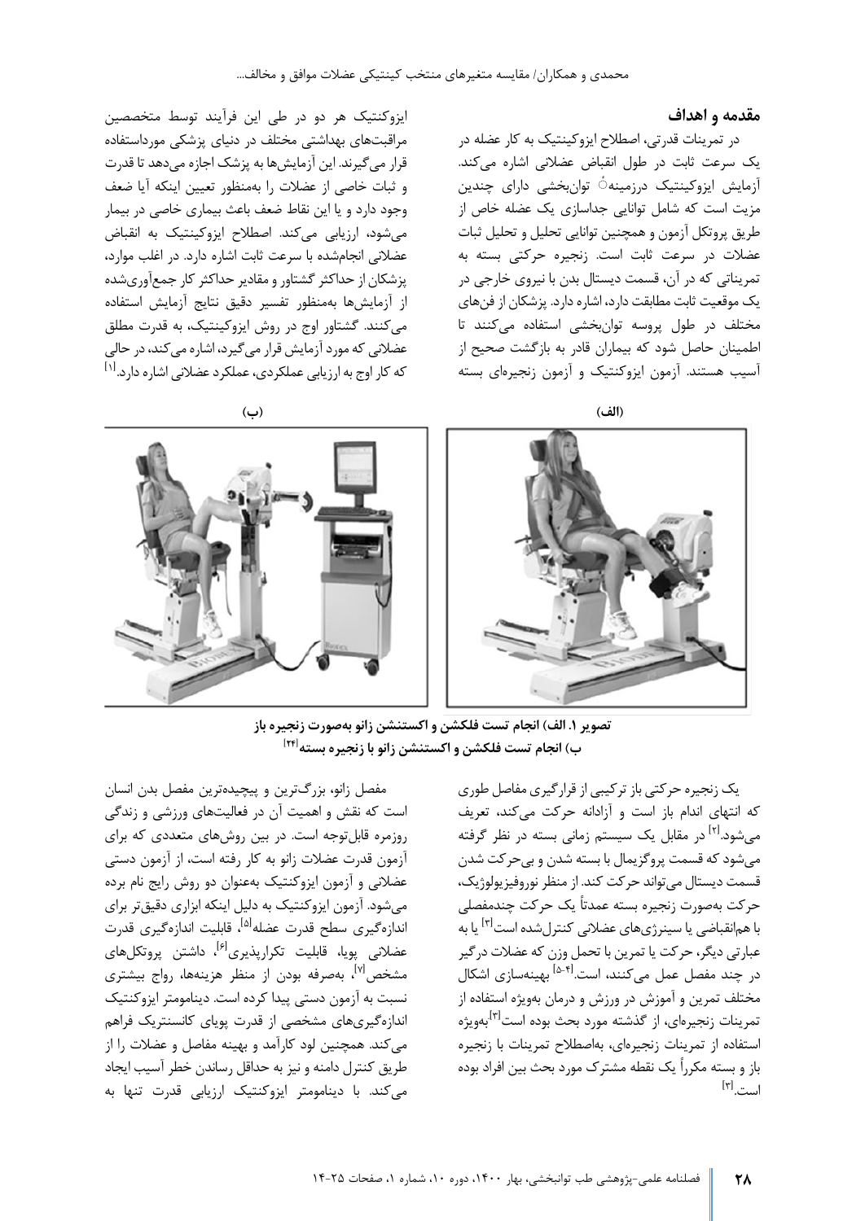## مقدمه و اهداف

در تمرینات قدرتی، اصطلاح ایزوکینتیک به کار عضله در یک سرعت ثابت در طول انقباض عضلانی اشاره می‌کند. آزمایش ایزوکینتیک درزمینهٔ توان‌بخشی دارای چندین مزیت است که شامل توانایی جداسازی یک عضله خاص از طریق پروتکل آزمون و همچنین توانایی تحلیل و تحلیل ثبات عضلات در سرعت ثابت است. زنجیره حرکتی بسته به تمریناتی که در آن، قسمت دیستال بدن با نیروی خارجی در یک موقعیت ثابت مطابقت دارد، اشاره دارد. پزشکان از فن‌های مختلف در طول پروسه توان‌بخشی استفاده می‌کنند تا اطمینان حاصل شود که بیماران قادر به بازگشت صحیح از آسیب هستند. آزمون ایزوکنتیک و آزمون زنجیره‌ای بسته ایزوکنتیک هر دو در طی این فرآیند توسط متخصصین مراقبت‌های بهداشتی مختلف در دنیای پزشکی مورداستفاده قرار می‌گیرند. این آزمایش‌ها به پزشک اجازه می‌دهد تا قدرت و ثبات خاصی از عضلات را به‌منظور تعیین اینکه آیا ضعف وجود دارد و یا این نقاط ضعف باعث بیماری خاصی در بیمار می‌شود، ارزیابی می‌کند. اصطلاح ایزوکینتیک به انقباض عضلانی انجام‌شده با سرعت ثابت اشاره دارد. در اغلب موارد، پزشکان از حداکثر گشتاور و مقادیر حداکثر کار جمع‌آوری‌شده از آزمایش‌ها به‌منظور تفسیر دقیق نتایج آزمایش استفاده می‌کنند. گشتاور اوج در روش ایزوکینتیک، به قدرت مطلق عضلانی که مورد آزمایش قرار می‌گیرد، اشاره می‌کند، در حالی که کار اوج به ارزیابی عملکردی، عملکرد عضلانی اشاره دارد.[1]

(الف) (ب)

تصویر ۱. الف) انجام تست فلکشن و اکستنشن زانو به‌صورت زنجیره باز
ب) انجام تست فلکشن و اکستنشن زانو با زنجیره بسته[24]

یک زنجیره حرکتی باز ترکیبی از قرارگیری مفاصل طوری که انتهای اندام باز است و آزادانه حرکت می‌کند، تعریف می‌شود.[2] در مقابل یک سیستم زمانی بسته در نظر گرفته می‌شود که قسمت پروگزیمال با بسته شدن و بی‌حرکت شدن قسمت دیستال می‌تواند حرکت کند. از منظر نوروفیزیولوژیک، حرکت به‌صورت زنجیره بسته عمدتاً یک حرکت چندمفصلی با هم‌انقباضی یا سینرژی‌های عضلانی کنترل‌شده است[3] یا به عبارتی دیگر، حرکت یا تمرین با تحمل وزن که عضلات درگیر در چند مفصل عمل می‌کنند، است.[4-5] بهینه‌سازی اشکال مختلف تمرین و آموزش در ورزش و درمان به‌ویژه استفاده از تمرینات زنجیره‌ای، از گذشته مورد بحث بوده است[3] به‌ویژه استفاده از تمرینات زنجیره‌ای، به‌اصطلاح تمرینات با زنجیره باز و بسته مکرراً یک نقطه مشترک مورد بحث بین افراد بوده است.[3]

مفصل زانو، بزرگ‌ترین و پیچیده‌ترین مفصل بدن انسان است که نقش و اهمیت آن در فعالیت‌های ورزشی و زندگی روزمره قابل‌توجه است. در بین روش‌های متعددی که برای آزمون قدرت عضلات زانو به کار رفته است، از آزمون دستی عضلانی و آزمون ایزوکنتیک به‌عنوان دو روش رایج نام برده می‌شود. آزمون ایزوکنتیک به دلیل اینکه ابزاری دقیق‌تر برای اندازه‌گیری سطح قدرت عضله[5]، قابلیت اندازه‌گیری قدرت عضلانی پویا، قابلیت تکرارپذیری[6]، داشتن پروتکل‌های مشخص[7]، به‌صرفه بودن از منظر هزینه‌ها، رواج بیشتری نسبت به آزمون دستی پیدا کرده است. دینامومتر ایزوکنتیک اندازه‌گیری‌های مشخصی از قدرت پویای کانستریک فراهم می‌کند. همچنین لود کارآمد و بهینه مفاصل و عضلات را از طریق کنترل دامنه و نیز به حداقل رساندن خطر آسیب ایجاد می‌کند. با دینامومتر ایزوکنتیک ارزیابی قدرت تنها به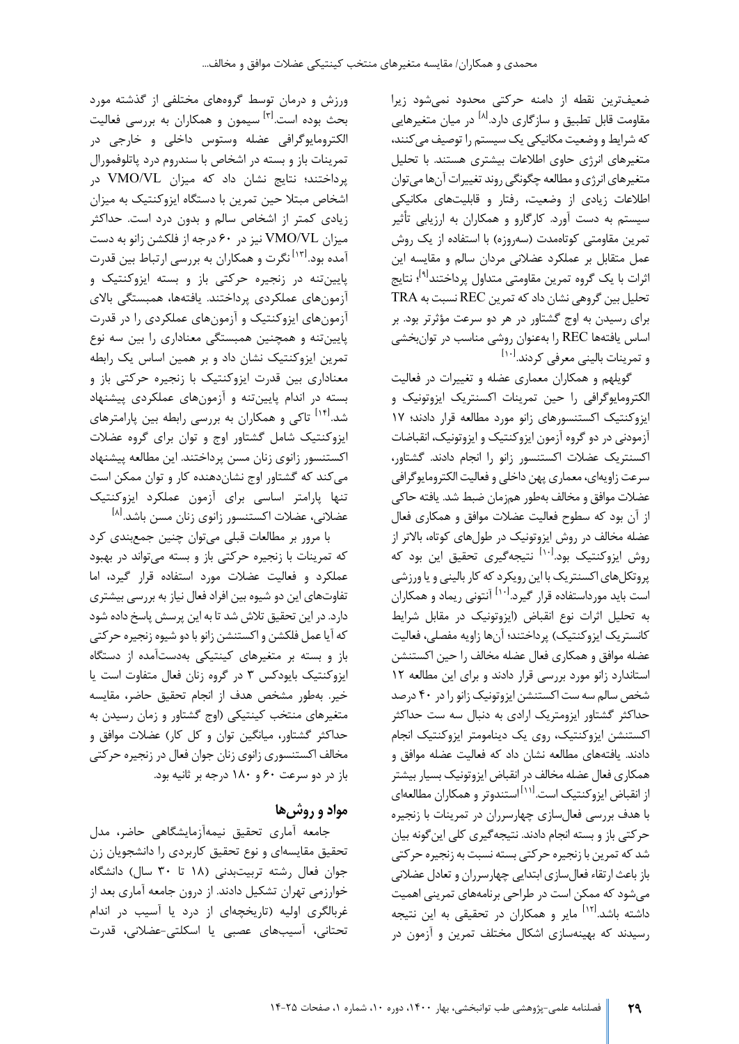ضعیف‌ترین نقطه از دامنه حرکتی محدود نمی‌شود زیرا مقاومت قابل تطبیق و سازگاری دارد.[۸] در میان متغیرهایی که شرایط و وضعیت مکانیکی یک سیستم را توصیف می‌کنند، متغیرهای انرژی حاوی اطلاعات بیشتری هستند. با تحلیل متغیرهای انرژی و مطالعه چگونگی روند تغییرات آن‌ها می‌توان اطلاعات زیادی از وضعیت، رفتار و قابلیت‌های مکانیکی سیستم به دست آورد. کارگارو و همکاران به ارزیابی تأثیر تمرین مقاومتی کوتاه‌مدت (سه‌روزه) با استفاده از یک روش عمل متقابل بر عملکرد عضلانی مردان سالم و مقایسه این اثرات با یک گروه تمرین مقاومتی متداول پرداختند[۹]؛ نتایج تحلیل بین گروهی نشان داد که تمرین REC نسبت به TRA برای رسیدن به اوج گشتاور در هر دو سرعت مؤثرتر بود. بر اساس یافته‌ها REC را به‌عنوان روشی مناسب در توان‌بخشی و تمرینات بالینی معرفی کردند.[۱۰]

گویلهم و همکاران معماری عضله و تغییرات در فعالیت الکترومایوگرافی را حین تمرینات اکسنتریک ایزوتونیک و ایزوکنتیک اکستنسورهای زانو مورد مطالعه قرار دادند؛ ۱۷ آزمودنی در دو گروه آزمون ایزوکنتیک و ایزوتونیک، انقباضات اکسنتریک عضلات اکستنسور زانو را انجام دادند. گشتاور، سرعت زاویه‌ای، معماری پهن داخلی و فعالیت الکترومایوگرافی عضلات موافق و مخالف به‌طور هم‌زمان ضبط شد. یافته حاکی از آن بود که سطوح فعالیت عضلات موافق و همکاری فعال عضله مخالف در روش ایزوتونیک در طول‌های کوتاه، بالاتر از روش ایزوکنتیک بود.[۱۰] نتیجه‌گیری تحقیق این بود که پروتکل‌های اکسنتریک با این رویکرد که کار بالینی و یا ورزشی است باید مورداستفاده قرار گیرد.[۱۰] آنتونی ریماد و همکاران به تحلیل اثرات نوع انقباض (ایزوتونیک در مقابل شرایط کانستریک ایزوکنتیک) پرداختند؛ آن‌ها زاویه مفصلی، فعالیت عضله موافق و همکاری فعال عضله مخالف را حین اکستنشن استاندارد زانو مورد بررسی قرار دادند و برای این مطالعه ۱۲ شخص سالم سه ست اکستنشن ایزوتونیک زانو را در ۴۰ درصد حداکثر گشتاور ایزومتریک ارادی به دنبال سه ست حداکثر اکستنشن ایزوکنتیک، روی یک دینامومتر ایزوکنتیک انجام دادند. یافته‌های مطالعه نشان داد که فعالیت عضله موافق و همکاری فعال عضله مخالف در انقباض ایزوتونیک بسیار بیشتر از انقباض ایزوکنتیک است.[۱۱] استندوتر و همکاران مطالعه‌ای با هدف بررسی فعال‌سازی چهارسران در تمرینات با زنجیره حرکتی باز و بسته انجام دادند. نتیجه‌گیری کلی این‌گونه بیان شد که تمرین با زنجیره حرکتی بسته نسبت به زنجیره حرکتی باز باعث ارتقاء فعال‌سازی ابتدایی چهارسران و تعادل عضلانی می‌شود که ممکن است در طراحی برنامه‌های تمرینی اهمیت داشته باشد.[۱۲] مایر و همکاران در تحقیقی به این نتیجه رسیدند که بهینه‌سازی اشکال مختلف تمرین و آزمون در ورزش و درمان توسط گروه‌های مختلفی از گذشته مورد بحث بوده است.[۳] سیمون و همکاران به بررسی فعالیت الکترومایوگرافی عضله وستوس داخلی و خارجی در تمرینات باز و بسته در اشخاص با سندروم درد پاتلوفمورال پرداختند؛ نتایج نشان داد که میزان VMO/VL در اشخاص مبتلا حین تمرین با دستگاه ایزوکنتیک به میزان زیادی کمتر از اشخاص سالم و بدون درد است. حداکثر میزان VMO/VL نیز در ۶۰ درجه از فلکشن زانو به دست آمده بود.[۱۳] نگرت و همکاران به بررسی ارتباط بین قدرت پایین‌تنه در زنجیره حرکتی باز و بسته ایزوکنتیک و آزمون‌های عملکردی پرداختند. یافته‌ها، همبستگی بالای آزمون‌های ایزوکنتیک و آزمون‌های عملکردی را در قدرت پایین‌تنه و همچنین همبستگی معناداری را بین سه نوع تمرین ایزوکنتیک نشان داد و بر همین اساس یک رابطه معناداری بین قدرت ایزوکنتیک با زنجیره حرکتی باز و بسته در اندام پایین‌تنه و آزمون‌های عملکردی پیشنهاد شد.[۱۴] تاکی و همکاران به بررسی رابطه بین پارامترهای ایزوکنتیک شامل گشتاور اوج و توان برای گروه عضلات اکستنسور زانوی زنان مسن پرداختند. این مطالعه پیشنهاد می‌کند که گشتاور اوج نشان‌دهنده کار و توان ممکن است تنها پارامتر اساسی برای آزمون عملکرد ایزوکنتیک عضلانی، عضلات اکستنسور زانوی زنان مسن باشد.[۸]

با مرور بر مطالعات قبلی می‌توان چنین جمع‌بندی کرد که تمرینات با زنجیره حرکتی باز و بسته می‌تواند در بهبود عملکرد و فعالیت عضلات مورد استفاده قرار گیرد، اما تفاوت‌های این دو شیوه بین افراد فعال نیاز به بررسی بیشتری دارد. در این تحقیق تلاش شد تا به این پرسش پاسخ داده شود که آیا عمل فلکشن و اکستنشن زانو با دو شیوه زنجیره حرکتی باز و بسته بر متغیرهای کینتیکی به‌دست‌آمده از دستگاه ایزوکنتیک بایودکس ۳ در گروه زنان فعال متفاوت است یا خیر. به‌طور مشخص هدف از انجام تحقیق حاضر، مقایسه متغیرهای منتخب کینتیکی (اوج گشتاور و زمان رسیدن به حداکثر گشتاور، میانگین توان و کل کار) عضلات موافق و مخالف اکستنسوری زانوی زنان جوان فعال در زنجیره حرکتی باز در دو سرعت ۶۰ و ۱۸۰ درجه بر ثانیه بود.

## مواد و روش‌ها

جامعه آماری تحقیق نیمه‌آزمایشگاهی حاضر، مدل تحقیق مقایسه‌ای و نوع تحقیق کاربردی را دانشجویان زن جوان فعال رشته تربیت‌بدنی (۱۸ تا ۳۰ سال) دانشگاه خوارزمی تهران تشکیل دادند. از درون جامعه آماری بعد از غربالگری اولیه (تاریخچه‌ای از درد یا آسیب در اندام تحتانی، آسیب‌های عصبی یا اسکلتی-عضلانی، قدرت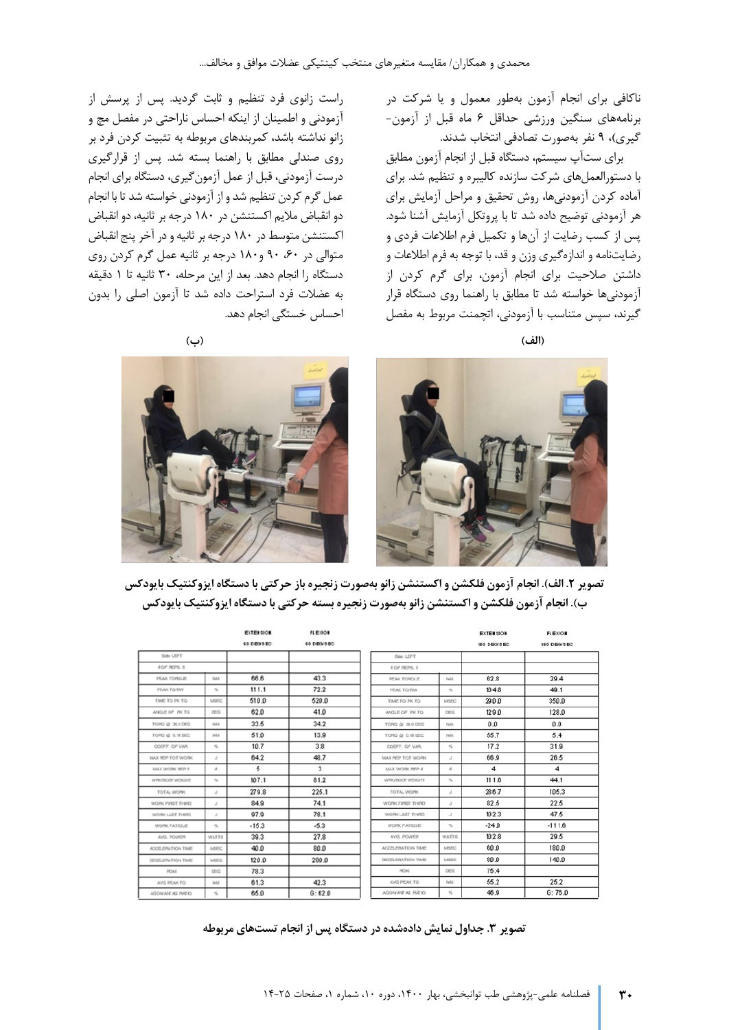ناکافی برای انجام آزمون به‌طور معمول و یا شرکت در برنامه‌های سنگین ورزشی حداقل ۶ ماه قبل از آزمون‌گیری)، ۹ نفر به‌صورت تصادفی انتخاب شدند.

برای ست‌آپ سیستم، دستگاه قبل از انجام آزمون مطابق با دستورالعمل‌های شرکت سازنده کالیبره و تنظیم شد. برای آماده کردن آزمودنی‌ها، روش تحقیق و مراحل آزمایش برای هر آزمودنی توضیح داده شد تا با پروتکل آزمایش آشنا شود. پس از کسب رضایت از آن‌ها و تکمیل فرم اطلاعات فردی و رضایت‌نامه و اندازه‌گیری وزن و قد، با توجه به فرم اطلاعات و داشتن صلاحیت برای انجام آزمون، برای گرم کردن از آزمودنی‌ها خواسته شد تا مطابق با راهنما روی دستگاه قرار گیرند، سپس متناسب با آزمودنی، اتچمنت مربوط به مفصل راست زانوی فرد تنظیم و ثابت گردید. پس از پرسش از آزمودنی و اطمینان از اینکه احساس ناراحتی در مفصل مچ و زانو نداشته باشد، کمربندهای مربوطه به تثبیت کردن فرد بر روی صندلی مطابق با راهنما بسته شد. پس از قرارگیری درست آزمودنی، قبل از عمل آزمون‌گیری، دستگاه برای انجام عمل گرم کردن تنظیم شد و از آزمودنی خواسته شد تا با انجام دو انقباض ملایم اکستنشن در ۱۸۰ درجه بر ثانیه، دو انقباض اکستنشن متوسط در ۱۸۰ درجه بر ثانیه و در آخر پنج انقباض متوالی در ۶۰، ۹۰ و ۱۸۰ درجه بر ثانیه عمل گرم کردن روی دستگاه را انجام دهد. بعد از این مرحله، ۳۰ ثانیه تا ۱ دقیقه به عضلات فرد استراحت داده شد تا آزمون اصلی را بدون احساس خستگی انجام دهد.

(الف) (ب)

**تصویر ۲. الف). انجام آزمون فلکشن و اکستنشن زانو به‌صورت زنجیره باز حرکتی با دستگاه ایزوکنتیک بایودکس**
**ب). انجام آزمون فلکشن و اکستنشن زانو به‌صورت زنجیره بسته حرکتی با دستگاه ایزوکنتیک بایودکس**

| | | EXTENSION 60 DEG/SEC | FLEXION 60 DEG/SEC |
|---|---|---|---|
| Side: LEFT | | | |
| # OF REPS: 5 | | | |
| PEAK TORQUE | N-M | 66.6 | 43.3 |
| PEAK TQ/BW | % | 111.1 | 72.2 |
| TIME TO PK TQ | MSEC | 510.0 | 520.0 |
| ANGLE OF PK TQ | DEG | 62.0 | 41.0 |
| TORQ @ 30.0 DEG | N-M | 33.5 | 34.2 |
| TORQ @ 0.18 SEC | N-M | 51.0 | 13.9 |
| COEFF. OF VAR. | % | 10.7 | 3.8 |
| MAX REP TOT WORK | J | 64.2 | 48.7 |
| MAX WORK REP # | # | 5 | 3 |
| WORK/BODYWEIGHT | % | 107.1 | 81.2 |
| TOTAL WORK | J | 279.8 | 225.1 |
| WORK FIRST THIRD | J | 84.9 | 74.1 |
| WORK LAST THIRD | J | 97.9 | 78.1 |
| WORK FATIGUE | % | -15.3 | -5.3 |
| AVG. POWER | WATTS | 39.3 | 27.8 |
| ACCELERATION TIME | MSEC | 40.0 | 80.0 |
| DECELERATION TIME | MSEC | 120.0 | 280.0 |
| ROM | DEG | 78.3 | |
| AVG PEAK TQ | N-M | 61.3 | 42.3 |
| AGON/ANTAG RATIO | % | 65.0 | G: 62.0 |

| | | EXTENSION 180 DEG/SEC | FLEXION 180 DEG/SEC |
|---|---|---|---|
| Side: LEFT | | | |
| # OF REPS: 5 | | | |
| PEAK TORQUE | N-M | 62.8 | 29.4 |
| PEAK TQ/BW | % | 104.8 | 49.1 |
| TIME TO PK TQ | MSEC | 290.0 | 350.0 |
| ANGLE OF PK TQ | DEG | 129.0 | 128.0 |
| TORQ @ 30.0 DEG | N-M | 0.0 | 0.0 |
| TORQ @ 0.18 SEC | N-M | 55.7 | 5.4 |
| COEFF. OF VAR. | % | 17.2 | 31.9 |
| MAX REP TOT WORK | J | 66.9 | 26.5 |
| MAX WORK REP # | # | 4 | 4 |
| WORK/BODYWEIGHT | % | 111.6 | 44.1 |
| TOTAL WORK | J | 286.7 | 105.3 |
| WORK FIRST THIRD | J | 82.5 | 22.5 |
| WORK LAST THIRD | J | 102.3 | 47.5 |
| WORK FATIGUE | % | -24.0 | -111.0 |
| AVG. POWER | WATTS | 102.8 | 29.5 |
| ACCELERATION TIME | MSEC | 60.0 | 180.0 |
| DECELERATION TIME | MSEC | 80.0 | 140.0 |
| ROM | DEG | 75.4 | |
| AVG PEAK TQ | N-M | 55.2 | 25.2 |
| AGON/ANTAG RATIO | % | 46.9 | G: 76.0 |

**تصویر ۳. جداول نمایش داده‌شده در دستگاه پس از انجام تست‌های مربوطه**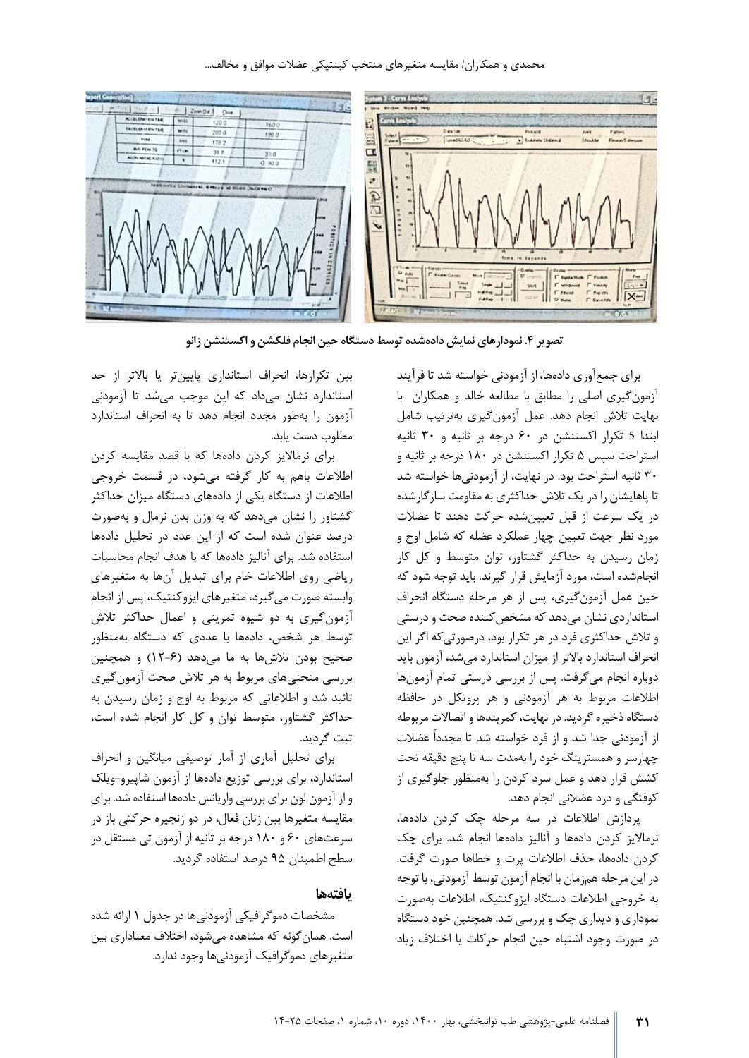تصویر ۴. نمودارهای نمایش داده‌شده توسط دستگاه حین انجام فلکشن و اکستنشن زانو

برای جمع‌آوری داده‌ها، از آزمودنی خواسته شد تا فرآیند آزمون‌گیری اصلی را مطابق با مطالعه خالد و همکاران با نهایت تلاش انجام دهد. عمل آزمون‌گیری به‌ترتیب شامل ابتدا 5 تکرار اکستنشن در ۶۰ درجه بر ثانیه و ۳۰ ثانیه استراحت سپس ۵ تکرار اکستنشن در ۱۸۰ درجه بر ثانیه و ۳۰ ثانیه استراحت بود. در نهایت، از آزمودنی‌ها خواسته شد تا پاهایشان را در یک تلاش حداکثری به مقاومت سازگارشده در یک سرعت از قبل تعیین‌شده حرکت دهند تا عضلات مورد نظر جهت تعیین چهار عملکرد عضله که شامل اوج و زمان رسیدن به حداکثر گشتاور، توان متوسط و کل کار انجام‌شده است، مورد آزمایش قرار گیرند. باید توجه شود که حین عمل آزمون‌گیری، پس از هر مرحله دستگاه انحراف استانداردی نشان می‌دهد که مشخص‌کننده صحت و درستی و تلاش حداکثری فرد در هر تکرار بود، درصورتی‌که اگر این انحراف استاندارد بالاتر از میزان استاندارد می‌شد، آزمون باید دوباره انجام می‌گرفت. پس از بررسی درستی تمام آزمون‌ها اطلاعات مربوط به هر آزمودنی و هر پروتکل در حافظه دستگاه ذخیره گردید. در نهایت، کمربندها و اتصالات مربوطه از آزمودنی جدا شد و از فرد خواسته شد تا مجدداً عضلات چهارسر و همسترینگ خود را به‌مدت سه تا پنج دقیقه تحت کشش قرار دهد و عمل سرد کردن را به‌منظور جلوگیری از کوفتگی و درد عضلانی انجام دهد.

پردازش اطلاعات در سه مرحله چک کردن داده‌ها، نرمالایز کردن داده‌ها و آنالیز داده‌ها انجام شد. برای چک کردن داده‌ها، حذف اطلاعات پرت و خطاها صورت گرفت. در این مرحله هم‌زمان با انجام آزمون توسط آزمودنی، با توجه به خروجی اطلاعات دستگاه ایزوکنتیک، اطلاعات به‌صورت نموداری و دیداری چک و بررسی شد. همچنین خود دستگاه در صورت وجود اشتباه حین انجام حرکات یا اختلاف زیاد بین تکرارها، انحراف استانداری پایین‌تر یا بالاتر از حد استاندارد نشان می‌داد که این موجب می‌شد تا آزمودنی آزمون را به‌طور مجدد انجام دهد تا به انحراف استاندارد مطلوب دست یابد.

برای نرمالایز کردن داده‌ها که با قصد مقایسه کردن اطلاعات باهم به کار گرفته می‌شود، در قسمت خروجی اطلاعات از دستگاه یکی از داده‌های دستگاه میزان حداکثر گشتاور را نشان می‌دهد که به وزن بدن نرمال و به‌صورت درصد عنوان شده است که از این عدد در تحلیل داده‌ها استفاده شد. برای آنالیز داده‌ها که با هدف انجام محاسبات ریاضی روی اطلاعات خام برای تبدیل آن‌ها به متغیرهای وابسته صورت می‌گیرد، متغیرهای ایزوکنتیک، پس از انجام آزمون‌گیری به دو شیوه تمرینی و اعمال حداکثر تلاش توسط هر شخص، داده‌ها با عددی که دستگاه به‌منظور صحیح بودن تلاش‌ها به ما می‌دهد (۶-۱۲) و همچنین بررسی منحنی‌های مربوط به هر تلاش صحت آزمون‌گیری تائید شد و اطلاعاتی که مربوط به اوج و زمان رسیدن به حداکثر گشتاور، متوسط توان و کل کار انجام شده است، ثبت گردید.

برای تحلیل آماری از آمار توصیفی میانگین و انحراف استاندارد، برای بررسی توزیع داده‌ها از آزمون شاپیرو-ویلک و از آزمون لون برای بررسی واریانس داده‌ها استفاده شد. برای مقایسه متغیرها بین زنان فعال، در دو زنجیره حرکتی باز در سرعت‌های ۶۰ و ۱۸۰ درجه بر ثانیه از آزمون تی مستقل در سطح اطمینان ۹۵ درصد استفاده گردید.

## یافته‌ها

مشخصات دموگرافیکی آزمودنی‌ها در جدول ۱ ارائه شده است. همان‌گونه که مشاهده می‌شود، اختلاف معناداری بین متغیرهای دموگرافیک آزمودنی‌ها وجود ندارد.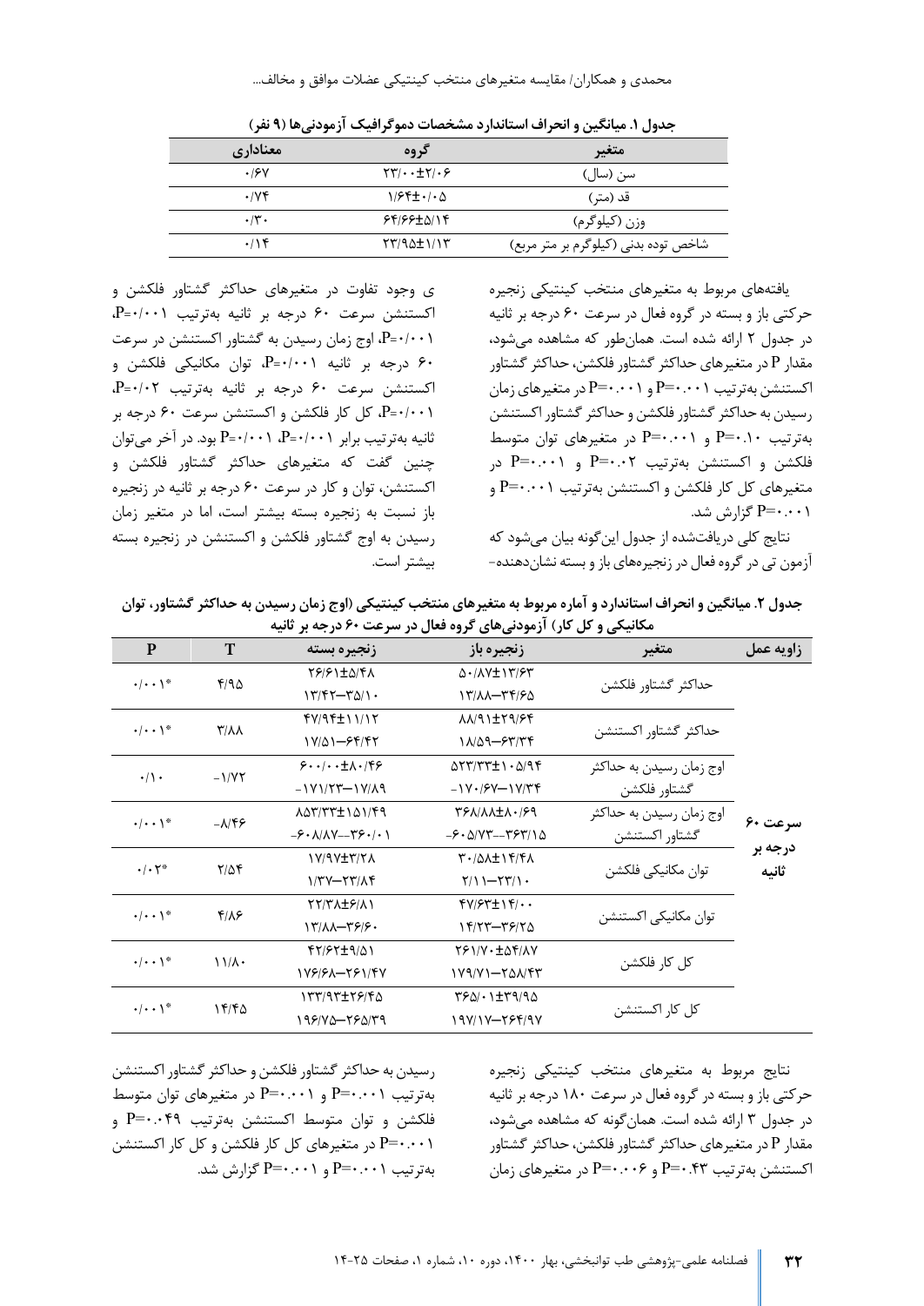**جدول ۱. میانگین و انحراف استاندارد مشخصات دموگرافیک آزمودنی‌ها (۹ نفر)**

| متغیر | گروه | معناداری |
|---|---|---|
| سن (سال) | ۲۳/۰۰±۲/۰۶ | ۰/۶۷ |
| قد (متر) | ۱/۶۴±۰/۰۵ | ۰/۷۴ |
| وزن (کیلوگرم) | ۶۴/۶۶±۵/۱۴ | ۰/۳۰ |
| شاخص توده بدنی (کیلوگرم بر متر مربع) | ۲۳/۹۵±۱/۱۳ | ۰/۱۴ |

یافته‌های مربوط به متغیرهای منتخب کینتیکی زنجیره حرکتی باز و بسته در گروه فعال در سرعت ۶۰ درجه بر ثانیه در جدول ۲ ارائه شده است. همان‌طور که مشاهده می‌شود، مقدار P در متغیرهای حداکثر گشتاور فلکشن، حداکثر گشتاور اکستنشن به‌ترتیب P=۰.۰۰۱ و P=۰.۰۰۱ در متغیرهای زمان رسیدن به حداکثر گشتاور فلکشن و حداکثر گشتاور اکستنشن به‌ترتیب P=۰.۱۰ و P=۰.۰۰۱ در متغیرهای توان متوسط فلکشن و اکستنشن به‌ترتیب P=۰.۰۲ و P=۰.۰۰۱ در متغیرهای کل کار فلکشن و اکستنشن به‌ترتیب P=۰.۰۰۱ و P=۰.۰۰۱ گزارش شد.

نتایج کلی دریافت‌شده از جدول این‌گونه بیان می‌شود که آزمون تی در گروه فعال در زنجیره‌های باز و بسته نشان‌دهنده‌ی وجود تفاوت در متغیرهای حداکثر گشتاور فلکشن و اکستنشن سرعت ۶۰ درجه بر ثانیه به‌ترتیب P=۰/۰۰۱، P=۰/۰۰۱، اوج زمان رسیدن به گشتاور اکستنشن در سرعت ۶۰ درجه بر ثانیه P=۰/۰۰۱، توان مکانیکی فلکشن و اکستنشن سرعت ۶۰ درجه بر ثانیه به‌ترتیب P=۰/۰۲، P=۰/۰۰۱، کل کار فلکشن و اکستنشن سرعت ۶۰ درجه بر ثانیه به‌ترتیب برابر P=۰/۰۰۱، P=۰/۰۰۱ بود. در آخر می‌توان چنین گفت که متغیرهای حداکثر گشتاور فلکشن و اکستنشن، توان و کار در سرعت ۶۰ درجه بر ثانیه در زنجیره باز نسبت به زنجیره بسته بیشتر است، اما در متغیر زمان رسیدن به اوج گشتاور فلکشن و اکستنشن در زنجیره بسته بیشتر است.

**جدول ۲. میانگین و انحراف استاندارد و آماره مربوط به متغیرهای منتخب کینتیکی (اوج زمان رسیدن به حداکثر گشتاور، توان مکانیکی و کل کار) آزمودنی‌های گروه فعال در سرعت ۶۰ درجه بر ثانیه**

| زاویه عمل | متغیر | زنجیره باز | زنجیره بسته | T | P |
|---|---|---|---|---|---|
| سرعت ۶۰ درجه بر ثانیه | حداکثر گشتاور فلکشن | ۵۰/۸۷±۱۳/۶۳<br>۱۳/۸۸–۳۴/۶۵ | ۲۶/۶۱±۵/۴۸<br>۱۳/۴۲–۳۵/۱۰ | ۴/۹۵ | ۰/۰۰۱* |
| | حداکثر گشتاور اکستنشن | ۸۸/۹۱±۲۹/۶۴<br>۱۸/۵۹–۶۳/۳۴ | ۴۷/۹۴±۱۱/۱۲<br>۱۷/۵۱–۶۴/۴۲ | ۳/۸۸ | ۰/۰۰۱* |
| | اوج زمان رسیدن به حداکثر گشتاور فلکشن | ۵۲۳/۳۳±۱۰۵/۹۴<br>-۱۷۰/۶۷–۱۷/۳۴ | ۶۰۰/۰۰±۸۰/۴۶<br>-۱۷۱/۲۳–۱۷/۸۹ | -۱/۷۲ | ۰/۱۰ |
| | اوج زمان رسیدن به حداکثر گشتاور اکستنشن | ۳۶۸/۸۸±۸۰/۶۹<br>-۶۰۵/۷۳--۳۶۳/۱۵ | ۸۵۳/۳۳±۱۵۱/۴۹<br>-۶۰۸/۸۷--۳۶۰/۰۱ | -۸/۴۶ | ۰/۰۰۱* |
| | توان مکانیکی فلکشن | ۳۰/۵۸±۱۴/۴۸<br>۲/۱۱–۲۳/۱۰ | ۱۷/۹۷±۳/۲۸<br>۱/۳۷–۲۳/۸۴ | ۲/۵۴ | ۰/۰۲* |
| | توان مکانیکی اکستنشن | ۴۷/۶۳±۱۴/۰۰<br>۱۴/۲۳–۳۶/۲۵ | ۲۲/۳۸±۶/۸۱<br>۱۳/۸۸–۳۶/۶۰ | ۴/۸۶ | ۰/۰۰۱* |
| | کل کار فلکشن | ۲۶۱/۷۰±۵۴/۸۷<br>۱۷۹/۷۱–۲۵۸/۴۳ | ۴۲/۶۲±۹/۵۱<br>۱۷۶/۶۸–۲۶۱/۴۷ | ۱۱/۸۰ | ۰/۰۰۱* |
| | کل کار اکستنشن | ۳۶۵/۰۱±۳۹/۹۵<br>۱۹۷/۱۷–۲۶۴/۹۷ | ۱۳۳/۹۳±۲۶/۴۵<br>۱۹۶/۷۵–۲۶۵/۳۹ | ۱۴/۴۵ | ۰/۰۰۱* |

نتایج مربوط به متغیرهای منتخب کینتیکی زنجیره حرکتی باز و بسته در گروه فعال در سرعت ۱۸۰ درجه بر ثانیه در جدول ۳ ارائه شده است. همان‌گونه که مشاهده می‌شود، مقدار P در متغیرهای حداکثر گشتاور فلکشن، حداکثر گشتاور اکستنشن به‌ترتیب P=۰.۴۳ و P=۰.۰۰۶ در متغیرهای زمان رسیدن به حداکثر گشتاور فلکشن و حداکثر گشتاور اکستنشن به‌ترتیب P=۰.۰۰۱ و P=۰.۰۰۱ در متغیرهای توان متوسط فلکشن و توان متوسط اکستنشن به‌ترتیب P=۰.۰۴۹ و P=۰.۰۰۱ در متغیرهای کل کار فلکشن و کل کار اکستنشن به‌ترتیب P=۰.۰۰۱ و P=۰.۰۰۱ گزارش شد.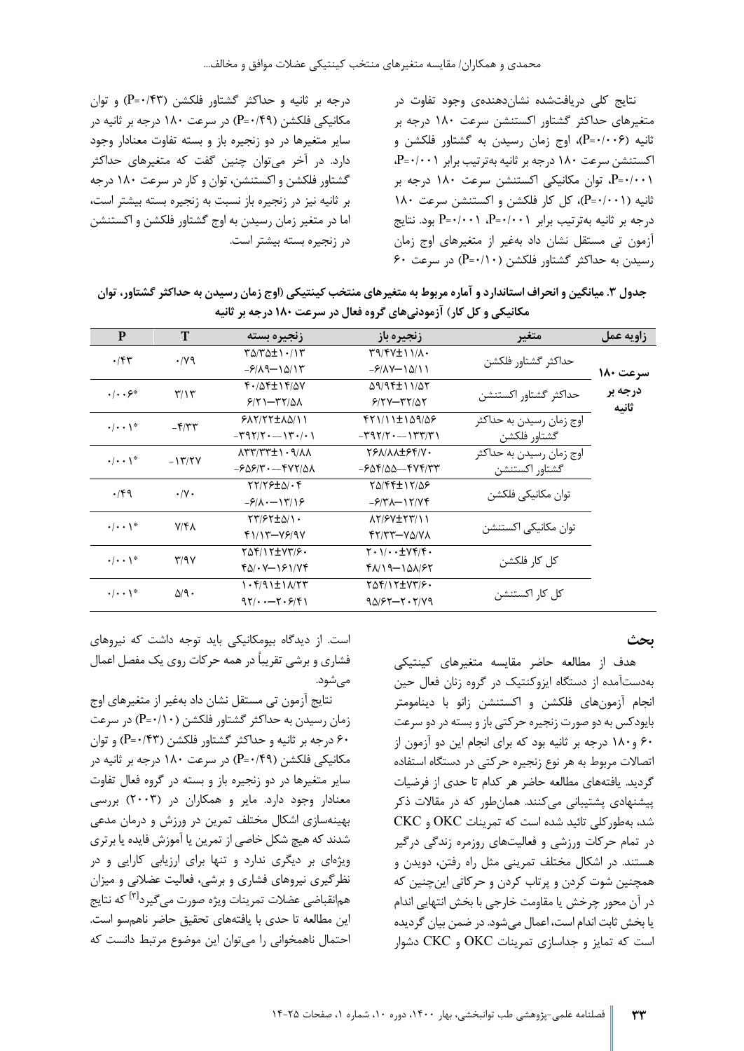نتایج کلی دریافت‌شده نشان‌دهنده‌ی وجود تفاوت در متغیرهای حداکثر گشتاور اکستنشن سرعت ۱۸۰ درجه بر ثانیه (P=۰/۰۰۶)، اوج زمان رسیدن به گشتاور فلکشن و اکستنشن سرعت ۱۸۰ درجه بر ثانیه به‌ترتیب برابر P=۰/۰۰۱، P=۰/۰۰۱، توان مکانیکی اکستنشن سرعت ۱۸۰ درجه بر ثانیه (P=۰/۰۰۱)، کل کار فلکشن و اکستنشن سرعت ۱۸۰ درجه بر ثانیه به‌ترتیب برابر P=۰/۰۰۱، P=۰/۰۰۱ بود. نتایج آزمون تی مستقل نشان داد به‌غیر از متغیرهای اوج زمان رسیدن به حداکثر گشتاور فلکشن (P=۰/۱۰) در سرعت ۶۰ درجه بر ثانیه و حداکثر گشتاور فلکشن (P=۰/۴۳) و توان مکانیکی فلکشن (P=۰/۴۹) در سرعت ۱۸۰ درجه بر ثانیه در سایر متغیرها در دو زنجیره باز و بسته تفاوت معنادار وجود دارد. در آخر می‌توان چنین گفت که متغیرهای حداکثر گشتاور فلکشن و اکستنشن، توان و کار در سرعت ۱۸۰ درجه بر ثانیه نیز در زنجیره باز نسبت به زنجیره بسته بیشتر است، اما در متغیر زمان رسیدن به اوج گشتاور فلکشن و اکستنشن در زنجیره بسته بیشتر است.

**جدول ۳. میانگین و انحراف استاندارد و آماره مربوط به متغیرهای منتخب کینتیکی (اوج زمان رسیدن به حداکثر گشتاور، توان مکانیکی و کل کار) آزمودنی‌های گروه فعال در سرعت ۱۸۰ درجه بر ثانیه**

| زاویه عمل | متغیر | زنجیره باز | زنجیره بسته | T | P |
|---|---|---|---|---|---|
| **سرعت ۱۸۰ درجه بر ثانیه** | حداکثر گشتاور فلکشن | ۳۹/۴۷±۱۱/۸۰<br>-۶/۸۷—۱۵/۱۱ | ۳۵/۳۵±۱۰/۱۳<br>-۶/۸۹—۱۵/۱۳ | ۰/۷۹ | ۰/۴۳ |
| | حداکثر گشتاور اکستنشن | ۵۹/۹۴±۱۱/۵۲<br>۶/۲۷—۳۲/۵۲ | ۴۰/۵۴±۱۴/۵۷<br>۶/۲۱—۳۲/۵۸ | ۳/۱۳ | ۰/۰۰۶* |
| | اوج زمان رسیدن به حداکثر گشتاور فلکشن | ۴۲۱/۱۱±۱۵۹/۵۶<br>-۳۹۲/۲۰—۱۳۳/۳۱ | ۶۸۲/۲۲±۸۵/۱۱<br>-۳۹۲/۲۰—۱۳۰/۰۱ | -۴/۳۳ | ۰/۰۰۱* |
| | اوج زمان رسیدن به حداکثر گشتاور اکستنشن | ۲۶۸/۸۸±۶۴/۷۰<br>-۶۵۴/۵۵—۴۷۴/۳۳ | ۸۳۳/۳۳±۱۰۹/۸۸<br>-۶۵۶/۳۰—۴۷۲/۵۸ | -۱۳/۲۷ | ۰/۰۰۱* |
| | توان مکانیکی فلکشن | ۲۵/۴۴±۱۲/۵۶<br>-۶/۳۸—۱۲/۷۴ | ۲۲/۲۶±۵/۰۴<br>-۶/۸۰—۱۳/۱۶ | ۰/۷۰ | ۰/۴۹ |
| | توان مکانیکی اکستنشن | ۸۲/۶۷±۲۳/۱۱<br>۴۲/۳۳—۷۵/۷۸ | ۲۳/۶۲±۵/۱۰<br>۴۱/۱۳—۷۶/۹۷ | ۷/۴۸ | ۰/۰۰۱* |
| | کل کار فلکشن | ۲۰۱/۰۰±۷۴/۴۰<br>۴۸/۱۹—۱۵۸/۶۲ | ۲۵۴/۱۲±۷۳/۶۰<br>۴۵/۰۷—۱۶۱/۷۴ | ۳/۹۷ | ۰/۰۰۱* |
| | کل کار اکستنشن | ۲۵۴/۱۲±۷۳/۶۰<br>۹۵/۶۲—۲۰۲/۷۹ | ۱۰۴/۹۱±۱۸/۲۳<br>۹۲/۰۰—۲۰۶/۴۱ | ۵/۹۰ | ۰/۰۰۱* |

## بحث

هدف از مطالعه حاضر مقایسه متغیرهای کینتیکی به‌دست‌آمده از دستگاه ایزوکنتیک در گروه زنان فعال حین انجام آزمون‌های فلکشن و اکستنشن زانو با دینامومتر بایودکس به دو صورت زنجیره حرکتی باز و بسته در دو سرعت ۶۰ و۱۸۰ درجه بر ثانیه بود که برای انجام این دو آزمون از اتصالات مربوط به هر نوع زنجیره حرکتی در دستگاه استفاده گردید. یافته‌های مطالعه حاضر هر کدام تا حدی از فرضیات پیشنهادی پشتیبانی می‌کنند. همان‌طور که در مقالات ذکر شد، به‌طورکلی تائید شده است که تمرینات OKC و CKC در تمام حرکات ورزشی و فعالیت‌های روزمره زندگی درگیر هستند. در اشکال مختلف تمرینی مثل راه رفتن، دویدن و همچنین شوت کردن و پرتاب کردن و حرکاتی این‌چنین که در آن محور چرخش یا مقاومت خارجی با بخش انتهایی اندام یا بخش ثابت اندام است، اعمال می‌شود. در ضمن بیان گردیده است که تمایز و جداسازی تمرینات OKC و CKC دشوار است. از دیدگاه بیومکانیکی باید توجه داشت که نیروهای فشاری و برشی تقریباً در همه حرکات روی یک مفصل اعمال می‌شود.

نتایج آزمون تی مستقل نشان داد به‌غیر از متغیرهای اوج زمان رسیدن به حداکثر گشتاور فلکشن (P=۰/۱۰) در سرعت ۶۰ درجه بر ثانیه و حداکثر گشتاور فلکشن (P=۰/۴۳) و توان مکانیکی فلکشن (P=۰/۴۹) در سرعت ۱۸۰ درجه بر ثانیه در سایر متغیرها در دو زنجیره باز و بسته در گروه فعال تفاوت معنادار وجود دارد. مایر و همکاران در (۲۰۰۳) بررسی بهینه‌سازی اشکال مختلف تمرین در ورزش و درمان مدعی شدند که هیچ شکل خاصی از تمرین یا آموزش فایده یا برتری ویژه‌ای بر دیگری ندارد و تنها برای ارزیابی کارایی و در نظرگیری نیروهای فشاری و برشی، فعالیت عضلانی و میزان هم‌انقباضی عضلات تمرینات ویژه صورت می‌گیرد[۳] که نتایج این مطالعه تا حدی با یافته‌های تحقیق حاضر ناهم‌سو است. احتمال ناهمخوانی را می‌توان این موضوع مرتبط دانست که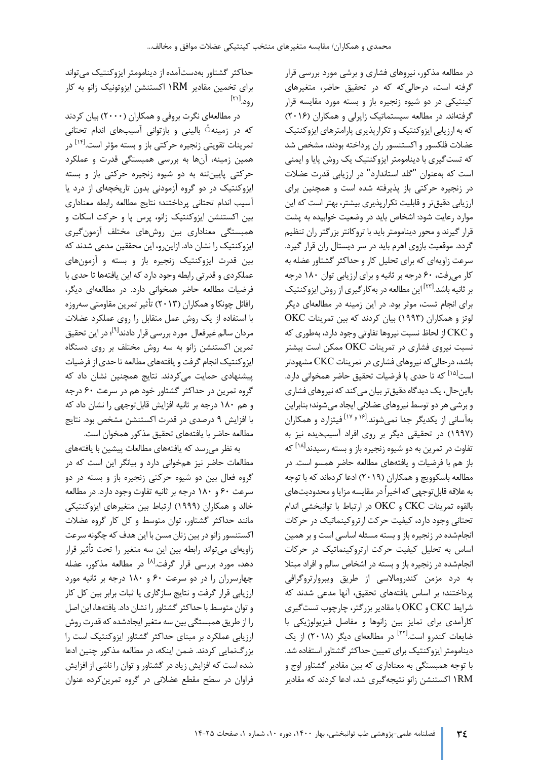در مطالعه مذکور، نیروهای فشاری و برشی مورد بررسی قرار گرفته است، درحالی‌که که در تحقیق حاضر، متغیرهای کینتیکی در دو شیوه زنجیره باز و بسته مورد مقایسه قرار گرفته‌اند. در مطالعه سیستماتیک زاپرلی و همکاران (۲۰۱۶) که به ارزیابی ایزوکنتیک و تکرارپذیری پارامترهای ایزوکنتیک عضلات فلکسور و اکستنسور ران پرداخته بودند، مشخص شد که تست‌گیری با دینامومتر ایزوکنتیک یک روش پایا و ایمنی است که به‌عنوان "گلد استاندارد" در ارزیابی قدرت عضلات در زنجیره حرکتی باز پذیرفته شده است و همچنین برای ارزیابی دقیق‌تر و قابلیت تکرارپذیری بیشتر، بهتر است که این موارد رعایت شود: اشخاص باید در وضعیت خوابیده به پشت قرار گیرند و محور دینامومتر باید با تروکانتر بزرگتر ران تنظیم گردد. موقعیت بازوی اهرم باید در سر دیستال ران قرار گیرد. سرعت زاویه‌ای که برای تحلیل کار و حداکثر گشتاور عضله به کار می‌رفت، ۶۰ درجه بر ثانیه و برای ارزیابی توان ۱۸۰ درجه بر ثانیه باشد.[۲۳] این مطالعه در به‌کارگیری از روش ایزوکنتیک برای انجام تست، موثر بود. در این زمینه در مطالعه‌ای دیگر لوتز و همکاران (۱۹۹۳) بیان کردند که بین تمرینات OKC و CKC از لحاظ نسبت نیروها تفاوتی وجود دارد، به‌طوری که نسبت نیروی فشاری در تمرینات OKC ممکن است بیشتر باشد، درحالی‌که نیروهای فشاری در تمرینات CKC مشهودتر است[۱۵] که تا حدی با فرضیات تحقیق حاضر همخوانی دارد. بااین‌حال، یک دیدگاه دقیق‌تر بیان می‌کند که نیروهای فشاری و برشی هر دو توسط نیروهای عضلانی ایجاد می‌شوند؛ بنابراین به‌آسانی از یکدیگر جدا نمی‌شوند.[۱۶ و ۱۷] فیتزارد و همکاران (۱۹۹۷) در تحقیقی دیگر بر روی افراد آسیب‌دیده نیز به تفاوت در تمرین به دو شیوه زنجیره باز و بسته رسیدند[۱۸] که باز هم با فرضیات و یافته‌های مطالعه حاضر همسو است. در مطالعه باسکوویچ و همکاران (۲۰۱۹) ادعا کرده‌اند که با توجه به علاقه قابل‌توجهی که اخیراً در مقایسه مزایا و محدودیت‌های بالقوه تمرینات CKC و OKC در ارتباط با توانبخشی اندام تحتانی وجود دارد، کیفیت حرکت ارتروکینماتیک در حرکات انجام‌شده در زنجیره باز و بسته مسئله اساسی است و بر همین اساس به تحلیل کیفیت حرکت ارتروکینماتیک در حرکات انجام‌شده در زنجیره باز و بسته در اشخاص سالم و افراد مبتلا به درد مزمن کندرومالاسی از طریق ویبروارتروگرافی پرداختند؛ بر اساس یافته‌های تحقیق، آنها مدعی شدند که شرایط CKC و OKC با مقادیر بزرگتر، چارچوب تست‌گیری کارآمدی برای تمایز بین زانوها و مفاصل فیزیولوژیکی با ضایعات کندرو است.[۲۲] در مطالعه‌ای دیگر (۲۰۱۸) از یک دینامومتر ایزوکنتیک برای تعیین حداکثر گشتاور استفاده شد. با توجه همبستگی به معناداری که بین مقادیر گشتاور اوج و 1RM اکستنشن زانو نتیجه‌گیری شد، ادعا کردند که مقادیر حداکثر گشتاور به‌دست‌آمده از دینامومتر ایزوکنتیک می‌تواند برای تخمین مقادیر 1RM اکستنشن ایزوتونیک زانو به کار رود.[۲۱]

در مطالعه‌ای نگرت بروفی و همکاران (۲۰۰۰) بیان کردند که در زمینهٔ بالینی و بازتوانی آسیب‌های اندام تحتانی تمرینات تقویتی زنجیره حرکتی باز و بسته مؤثر است.[۱۴] در همین زمینه، آن‌ها به بررسی همبستگی قدرت و عملکرد حرکتی پایین‌تنه به دو شیوه زنجیره حرکتی باز و بسته ایزوکنتیک در دو گروه آزمودنی بدون تاریخچه‌ای از درد یا آسیب اندام تحتانی پرداختند؛ نتایج مطالعه رابطه معناداری بین اکستنشن ایزوکنتیک زانو، پرس پا و حرکت اسکات و همبستگی معناداری بین روش‌های مختلف آزمون‌گیری ایزوکنتیک را نشان داد. ازاین‌رو، این محققین مدعی شدند که بین قدرت ایزوکنتیک زنجیره باز و بسته و آزمون‌های عملکردی و قدرتی رابطه وجود دارد که این یافته‌ها تا حدی با فرضیات مطالعه حاضر همخوانی دارد. در مطالعه‌ای دیگر، رافائل چونکا و همکاران (۲۰۱۳) تأثیر تمرین مقاومتی سه‌روزه با استفاده از یک روش عمل متقابل را روی عملکرد عضلات مردان سالم غیرفعال مورد بررسی قرار دادند[۹]؛ در این تحقیق تمرین اکستنشن زانو به سه روش مختلف بر روی دستگاه ایزوکنتیک انجام گرفت و یافته‌های مطالعه تا حدی از فرضیات پیشنهادی حمایت می‌کردند. نتایج همچنین نشان داد که گروه تمرین در حداکثر گشتاور خود هم در سرعت ۶۰ درجه و هم ۱۸۰ درجه بر ثانیه افزایش قابل‌توجهی را نشان داد که با افزایش ۹ درصدی در قدرت اکستنشن مشخص بود. نتایج مطالعه حاضر با یافته‌های تحقیق مذکور همخوان است.

به نظر می‌رسد که یافته‌های مطالعات پیشین با یافته‌های مطالعات حاضر نیز هم‌خوانی دارد و بیانگر این است که در گروه فعال بین دو شیوه حرکتی زنجیره باز و بسته در دو سرعت ۶۰ و ۱۸۰ درجه بر ثانیه تفاوت وجود دارد. در مطالعه خالد و همکاران (۱۹۹۹) ارتباط بین متغیرهای ایزوکنتیکی مانند حداکثر گشتاور، توان متوسط و کل کار گروه عضلات اکستنسور زانو در بین زنان مسن با این هدف که چگونه سرعت زاویه‌ای می‌تواند رابطه بین این سه متغیر را تحت تأثیر قرار دهد، مورد بررسی قرار گرفت.[۸] در مطالعه مذکور، عضله چهارسرران را در دو سرعت ۶۰ و ۱۸۰ درجه بر ثانیه مورد ارزیابی قرار گرفت و نتایج سازگاری یا ثبات برابر بین کل کار و توان متوسط با حداکثر گشتاور را نشان داد. یافته‌ها، این اصل را از طریق همبستگی بین سه متغیر ایجادشده که قدرت روش ارزیابی عملکرد بر مبنای حداکثر گشتاور ایزوکنتیک است را بزرگ‌نمایی کردند. ضمن اینکه، در مطالعه مذکور چنین ادعا شده است که افزایش زیاد در گشتاور و توان را ناشی از افزایش فراوان در سطح مقطع عضلانی در گروه تمرین‌کرده عنوان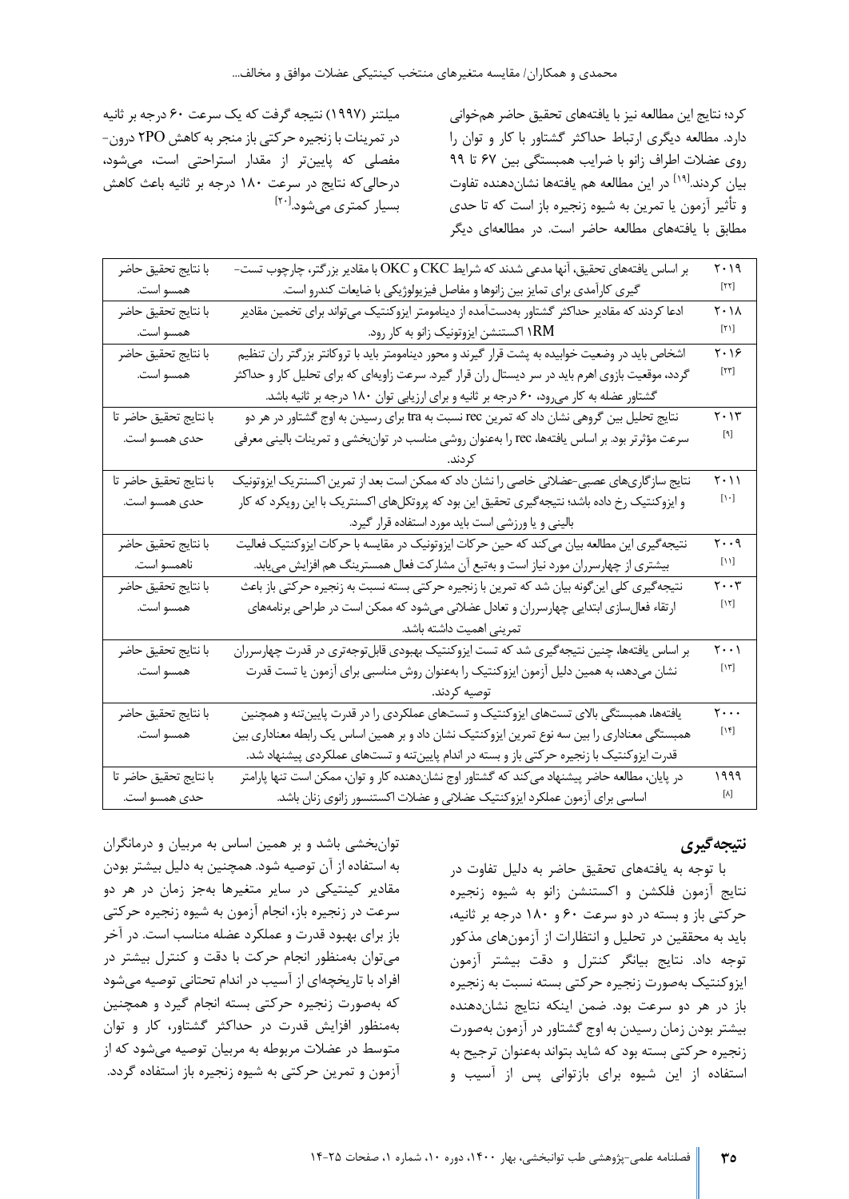کرد؛ نتایج این مطالعه نیز با یافته‌های تحقیق حاضر هم‌خوانی دارد. مطالعه دیگری ارتباط حداکثر گشتاور با کار و توان را روی عضلات اطراف زانو با ضرایب همبستگی بین ۶۷ تا ۹۹ بیان کردند.[۱۹] در این مطالعه هم یافته‌ها نشان‌دهنده تفاوت و تأثیر آزمون یا تمرین به شیوه زنجیره باز است که تا حدی مطابق با یافته‌های مطالعه حاضر است. در مطالعه‌ای دیگر میلتنر (۱۹۹۷) نتیجه گرفت که یک سرعت ۶۰ درجه بر ثانیه در تمرینات با زنجیره حرکتی باز منجر به کاهش 2PO درون-مفصلی که پایین‌تر از مقدار استراحتی است، می‌شود، درحالی‌که نتایج در سرعت ۱۸۰ درجه بر ثانیه باعث کاهش بسیار کمتری می‌شود.[۲۰]

| | | |
|---|---|---|
| ۲۰۱۹ [۲۲] | بر اساس یافته‌های تحقیق، آنها مدعی شدند که شرایط CKC و OKC با مقادیر بزرگ‌تر، چارچوب تست‌گیری کارآمدی برای تمایز بین زانوها و مفاصل فیزیولوژیکی با ضایعات کندرو است. | با نتایج تحقیق حاضر همسو است. |
| ۲۰۱۸ [۲۱] | ادعا کردند که مقادیر حداکثر گشتاور به‌دست‌آمده از دینامومتر ایزوکنتیک می‌تواند برای تخمین مقادیر 1RM اکستنشن ایزوتونیک زانو به کار رود. | با نتایج تحقیق حاضر همسو است. |
| ۲۰۱۶ [۲۳] | اشخاص باید در وضعیت خوابیده به پشت قرار گیرند و محور دینامومتر باید با تروکانتر بزرگ‌تر ران تنظیم گردد، موقعیت بازوی اهرم باید در سر دیستال ران قرار گیرد. سرعت زاویه‌ای که برای تحلیل کار و حداکثر گشتاور عضله به کار می‌رود، ۶۰ درجه بر ثانیه و برای ارزیابی توان ۱۸۰ درجه بر ثانیه باشد. | با نتایج تحقیق حاضر همسو است. |
| ۲۰۱۳ [۹] | نتایج تحلیل بین گروهی نشان داد که تمرین rec نسبت به tra برای رسیدن به اوج گشتاور در هر دو سرعت مؤثرتر بود. بر اساس یافته‌ها، rec را به‌عنوان روشی مناسب در توان‌بخشی و تمرینات بالینی معرفی کردند. | با نتایج تحقیق حاضر تا حدی همسو است. |
| ۲۰۱۱ [۱۰] | نتایج سازگاری‌های عصبی-عضلانی خاصی را نشان داد که ممکن است بعد از تمرین اکسنتریک ایزوتونیک و ایزوکنتیک رخ داده باشد؛ نتیجه‌گیری تحقیق این بود که پروتکل‌های اکسنتریک با این رویکرد که کار بالینی و یا ورزشی است باید مورد استفاده قرار گیرد. | با نتایج تحقیق حاضر تا حدی همسو است. |
| ۲۰۰۹ [۱۱] | نتیجه‌گیری این مطالعه بیان می‌کند که حین حرکات ایزوتونیک در مقایسه با حرکات ایزوکنتیک فعالیت بیشتری از چهارسران مورد نیاز است و به‌تبع آن مشارکت فعال همسترینگ هم افزایش می‌یابد. | با نتایج تحقیق حاضر ناهمسو است. |
| ۲۰۰۳ [۱۲] | نتیجه‌گیری کلی این‌گونه بیان شد که تمرین با زنجیره حرکتی بسته نسبت به زنجیره حرکتی باز باعث ارتقاء فعال‌سازی ابتدایی چهارسران و تعادل عضلانی می‌شود که ممکن است در طراحی برنامه‌های تمرینی اهمیت داشته باشد. | با نتایج تحقیق حاضر همسو است. |
| ۲۰۰۱ [۱۳] | بر اساس یافته‌ها، چنین نتیجه‌گیری شد که تست ایزوکنتیک بهبودی قابل‌توجه‌تری در قدرت چهارسران نشان می‌دهد، به همین دلیل آزمون ایزوکنتیک را به‌عنوان روش مناسبی برای آزمون یا تست قدرت توصیه کردند. | با نتایج تحقیق حاضر همسو است. |
| ۲۰۰۰ [۱۴] | یافته‌ها، همبستگی بالای تست‌های ایزوکنتیک و تست‌های عملکردی را در قدرت پایین‌تنه و همچنین همبستگی معناداری را بین سه نوع تمرین ایزوکنتیک نشان داد و بر همین اساس یک رابطه معناداری بین قدرت ایزوکنتیک با زنجیره حرکتی باز و بسته در اندام پایین‌تنه و تست‌های عملکردی پیشنهاد شد. | با نتایج تحقیق حاضر همسو است. |
| ۱۹۹۹ [۸] | در پایان، مطالعه حاضر پیشنهاد می‌کند که گشتاور اوج نشان‌دهنده کار و توان، ممکن است تنها پارامتر اساسی برای آزمون عملکرد ایزوکنتیک عضلانی و عضلات اکستنسور زانوی زنان باشد. | با نتایج تحقیق حاضر تا حدی همسو است. |

## نتیجه‌گیری

با توجه به یافته‌های تحقیق حاضر به دلیل تفاوت در نتایج آزمون فلکشن و اکستنشن زانو به شیوه زنجیره حرکتی باز و بسته در دو سرعت ۶۰ و ۱۸۰ درجه بر ثانیه، باید به محققین در تحلیل و انتظارات از آزمون‌های مذکور توجه داد. نتایج بیانگر کنترل و دقت بیشتر آزمون ایزوکنتیک به‌صورت زنجیره حرکتی بسته نسبت به زنجیره باز در هر دو سرعت بود. ضمن اینکه نتایج نشان‌دهنده بیشتر بودن زمان رسیدن به اوج گشتاور در آزمون به‌صورت زنجیره حرکتی بسته بود که شاید بتواند به‌عنوان ترجیح به استفاده از این شیوه برای بازتوانی پس از آسیب و توان‌بخشی باشد و بر همین اساس به مربیان و درمانگران به استفاده از آن توصیه شود. همچنین به دلیل بیشتر بودن مقادیر کینتیکی در سایر متغیرها به‌جز زمان در هر دو سرعت در زنجیره باز، انجام آزمون به شیوه زنجیره حرکتی باز برای بهبود قدرت و عملکرد عضله مناسب است. در آخر می‌توان به‌منظور انجام حرکت با دقت و کنترل بیشتر در افراد با تاریخچه‌ای از آسیب در اندام تحتانی توصیه می‌شود که به‌صورت زنجیره حرکتی بسته انجام گیرد و همچنین به‌منظور افزایش قدرت در حداکثر گشتاور، کار و توان متوسط در عضلات مربوطه به مربیان توصیه می‌شود که از آزمون و تمرین حرکتی به شیوه زنجیره باز استفاده گردد.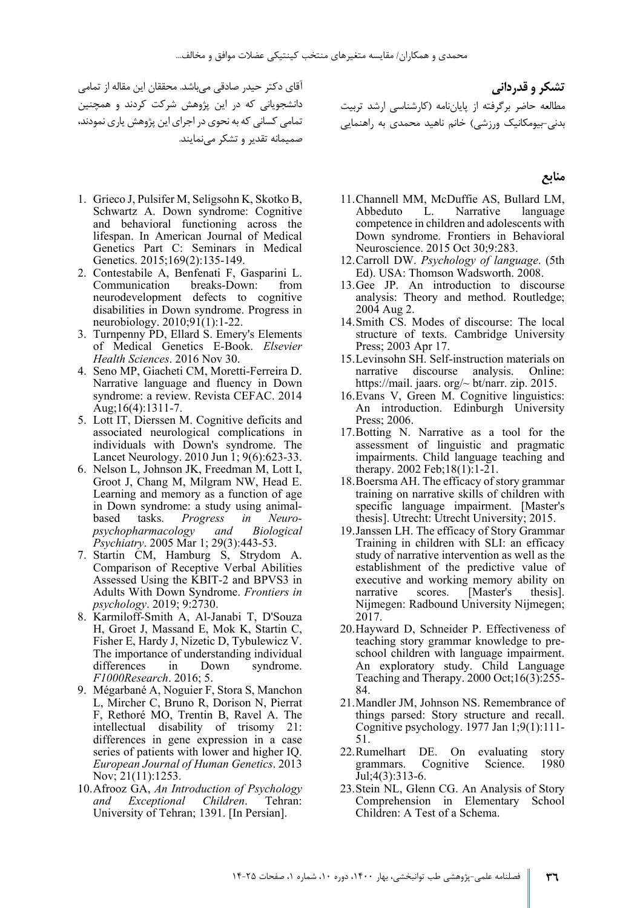## تشکر و قدردانی

مطالعه حاضر برگرفته از پایان‌نامه (کارشناسی ارشد تربیت بدنی-بیومکانیک ورزشی) خانم ناهید محمدی به راهنمایی آقای دکتر حیدر صادقی می‌باشد. محققان این مقاله از تمامی دانشجویانی که در این پژوهش شرکت کردند و همچنین تمامی کسانی که به نحوی در اجرای این پژوهش یاری نمودند، صمیمانه تقدیر و تشکر می‌نمایند.

## منابع

1. Grieco J, Pulsifer M, Seligsohn K, Skotko B, Schwartz A. Down syndrome: Cognitive and behavioral functioning across the lifespan. In American Journal of Medical Genetics Part C: Seminars in Medical Genetics. 2015;169(2):135-149.
2. Contestabile A, Benfenati F, Gasparini L. Communication breaks-Down: from neurodevelopment defects to cognitive disabilities in Down syndrome. Progress in neurobiology. 2010;91(1):1-22.
3. Turnpenny PD, Ellard S. Emery's Elements of Medical Genetics E-Book. *Elsevier Health Sciences*. 2016 Nov 30.
4. Seno MP, Giacheti CM, Moretti-Ferreira D. Narrative language and fluency in Down syndrome: a review. Revista CEFAC. 2014 Aug;16(4):1311-7.
5. Lott IT, Dierssen M. Cognitive deficits and associated neurological complications in individuals with Down's syndrome. The Lancet Neurology. 2010 Jun 1; 9(6):623-33.
6. Nelson L, Johnson JK, Freedman M, Lott I, Groot J, Chang M, Milgram NW, Head E. Learning and memory as a function of age in Down syndrome: a study using animal-based tasks. *Progress in Neuro-psychopharmacology and Biological Psychiatry*. 2005 Mar 1; 29(3):443-53.
7. Startin CM, Hamburg S, Strydom A. Comparison of Receptive Verbal Abilities Assessed Using the KBIT-2 and BPVS3 in Adults With Down Syndrome. *Frontiers in psychology*. 2019; 9:2730.
8. Karmiloff-Smith A, Al-Janabi T, D'Souza H, Groet J, Massand E, Mok K, Startin C, Fisher E, Hardy J, Nizetic D, Tybulewicz V. The importance of understanding individual differences in Down syndrome. *F1000Research*. 2016; 5.
9. Mégarbané A, Noguier F, Stora S, Manchon L, Mircher C, Bruno R, Dorison N, Pierrat F, Rethoré MO, Trentin B, Ravel A. The intellectual disability of trisomy 21: differences in gene expression in a case series of patients with lower and higher IQ. *European Journal of Human Genetics*. 2013 Nov; 21(11):1253.
10. Afrooz GA, *An Introduction of Psychology and Exceptional Children*. Tehran: University of Tehran; 1391. [In Persian].
11. Channell MM, McDuffie AS, Bullard LM, Abbeduto L. Narrative language competence in children and adolescents with Down syndrome. Frontiers in Behavioral Neuroscience. 2015 Oct 30;9:283.
12. Carroll DW. *Psychology of language*. (5th Ed). USA: Thomson Wadsworth. 2008.
13. Gee JP. An introduction to discourse analysis: Theory and method. Routledge; 2004 Aug 2.
14. Smith CS. Modes of discourse: The local structure of texts. Cambridge University Press; 2003 Apr 17.
15. Levinsohn SH. Self-instruction materials on narrative discourse analysis. Online: https://mail. jaars. org/~ bt/narr. zip. 2015.
16. Evans V, Green M. Cognitive linguistics: An introduction. Edinburgh University Press; 2006.
17. Botting N. Narrative as a tool for the assessment of linguistic and pragmatic impairments. Child language teaching and therapy. 2002 Feb;18(1):1-21.
18. Boersma AH. The efficacy of story grammar training on narrative skills of children with specific language impairment. [Master's thesis]. Utrecht: Utrecht University; 2015.
19. Janssen LH. The efficacy of Story Grammar Training in children with SLI: an efficacy study of narrative intervention as well as the establishment of the predictive value of executive and working memory ability on narrative scores. [Master's thesis]. Nijmegen: Radbound University Nijmegen; 2017.
20. Hayward D, Schneider P. Effectiveness of teaching story grammar knowledge to pre-school children with language impairment. An exploratory study. Child Language Teaching and Therapy. 2000 Oct;16(3):255-84.
21. Mandler JM, Johnson NS. Remembrance of things parsed: Story structure and recall. Cognitive psychology. 1977 Jan 1;9(1):111-51.
22. Rumelhart DE. On evaluating story grammars. Cognitive Science. 1980 Jul;4(3):313-6.
23. Stein NL, Glenn CG. An Analysis of Story Comprehension in Elementary School Children: A Test of a Schema.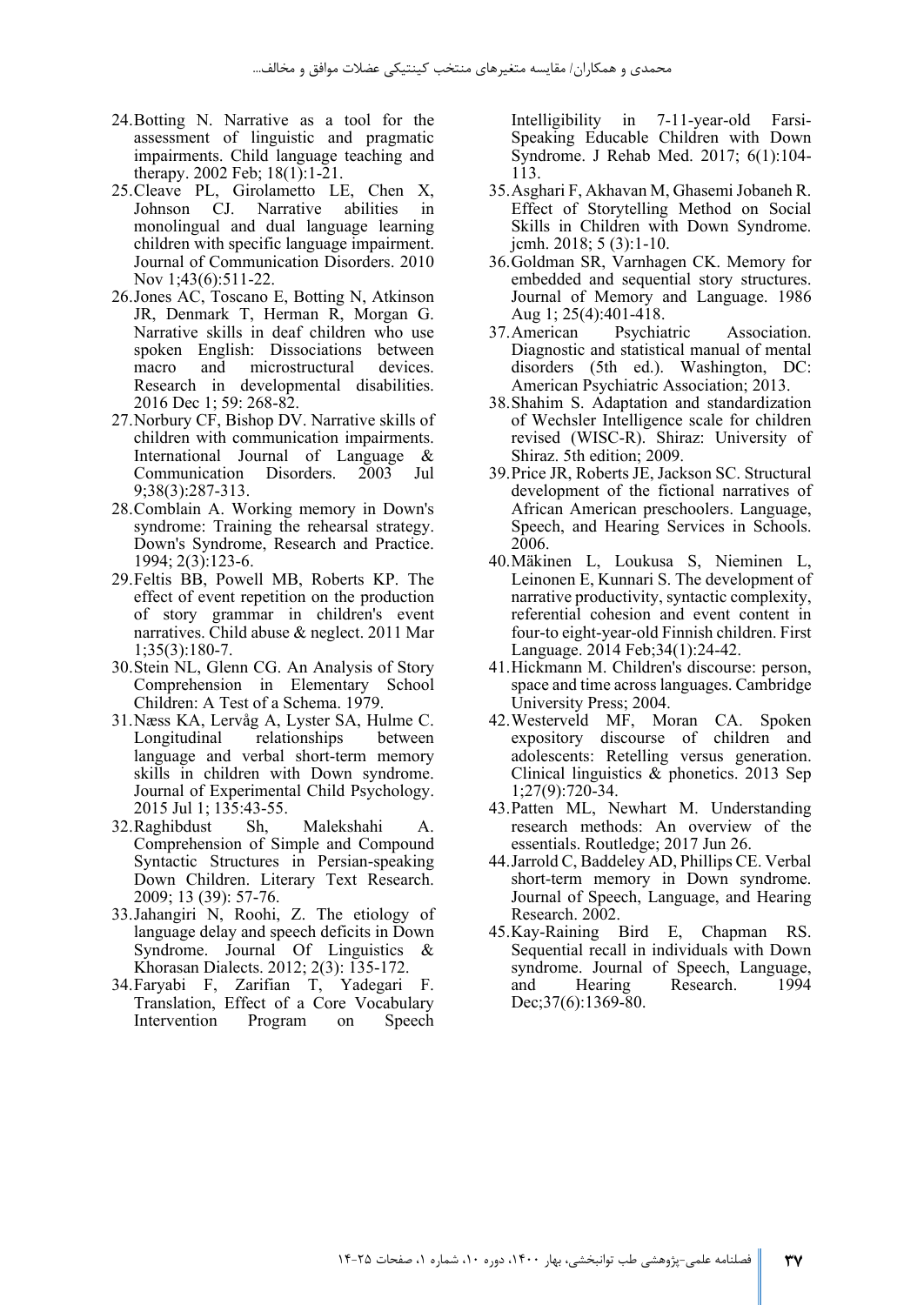24. Botting N. Narrative as a tool for the assessment of linguistic and pragmatic impairments. Child language teaching and therapy. 2002 Feb; 18(1):1-21.
25. Cleave PL, Girolametto LE, Chen X, Johnson CJ. Narrative abilities in monolingual and dual language learning children with specific language impairment. Journal of Communication Disorders. 2010 Nov 1;43(6):511-22.
26. Jones AC, Toscano E, Botting N, Atkinson JR, Denmark T, Herman R, Morgan G. Narrative skills in deaf children who use spoken English: Dissociations between macro and microstructural devices. Research in developmental disabilities. 2016 Dec 1; 59: 268-82.
27. Norbury CF, Bishop DV. Narrative skills of children with communication impairments. International Journal of Language & Communication Disorders. 2003 Jul 9;38(3):287-313.
28. Comblain A. Working memory in Down's syndrome: Training the rehearsal strategy. Down's Syndrome, Research and Practice. 1994; 2(3):123-6.
29. Feltis BB, Powell MB, Roberts KP. The effect of event repetition on the production of story grammar in children's event narratives. Child abuse & neglect. 2011 Mar 1;35(3):180-7.
30. Stein NL, Glenn CG. An Analysis of Story Comprehension in Elementary School Children: A Test of a Schema. 1979.
31. Næss KA, Lervåg A, Lyster SA, Hulme C. Longitudinal relationships between language and verbal short-term memory skills in children with Down syndrome. Journal of Experimental Child Psychology. 2015 Jul 1; 135:43-55.
32. Raghibdust Sh, Malekshahi A. Comprehension of Simple and Compound Syntactic Structures in Persian-speaking Down Children. Literary Text Research. 2009; 13 (39): 57-76.
33. Jahangiri N, Roohi, Z. The etiology of language delay and speech deficits in Down Syndrome. Journal Of Linguistics & Khorasan Dialects. 2012; 2(3): 135-172.
34. Faryabi F, Zarifian T, Yadegari F. Translation, Effect of a Core Vocabulary Intervention Program on Speech Intelligibility in 7-11-year-old Farsi-Speaking Educable Children with Down Syndrome. J Rehab Med. 2017; 6(1):104-113.
35. Asghari F, Akhavan M, Ghasemi Jobaneh R. Effect of Storytelling Method on Social Skills in Children with Down Syndrome. jcmh. 2018; 5 (3):1-10.
36. Goldman SR, Varnhagen CK. Memory for embedded and sequential story structures. Journal of Memory and Language. 1986 Aug 1; 25(4):401-418.
37. American Psychiatric Association. Diagnostic and statistical manual of mental disorders (5th ed.). Washington, DC: American Psychiatric Association; 2013.
38. Shahim S. Adaptation and standardization of Wechsler Intelligence scale for children revised (WISC-R). Shiraz: University of Shiraz. 5th edition; 2009.
39. Price JR, Roberts JE, Jackson SC. Structural development of the fictional narratives of African American preschoolers. Language, Speech, and Hearing Services in Schools. 2006.
40. Mäkinen L, Loukusa S, Nieminen L, Leinonen E, Kunnari S. The development of narrative productivity, syntactic complexity, referential cohesion and event content in four-to eight-year-old Finnish children. First Language. 2014 Feb;34(1):24-42.
41. Hickmann M. Children's discourse: person, space and time across languages. Cambridge University Press; 2004.
42. Westerveld MF, Moran CA. Spoken expository discourse of children and adolescents: Retelling versus generation. Clinical linguistics & phonetics. 2013 Sep 1;27(9):720-34.
43. Patten ML, Newhart M. Understanding research methods: An overview of the essentials. Routledge; 2017 Jun 26.
44. Jarrold C, Baddeley AD, Phillips CE. Verbal short-term memory in Down syndrome. Journal of Speech, Language, and Hearing Research. 2002.
45. Kay-Raining Bird E, Chapman RS. Sequential recall in individuals with Down syndrome. Journal of Speech, Language, and Hearing Research. 1994 Dec;37(6):1369-80.